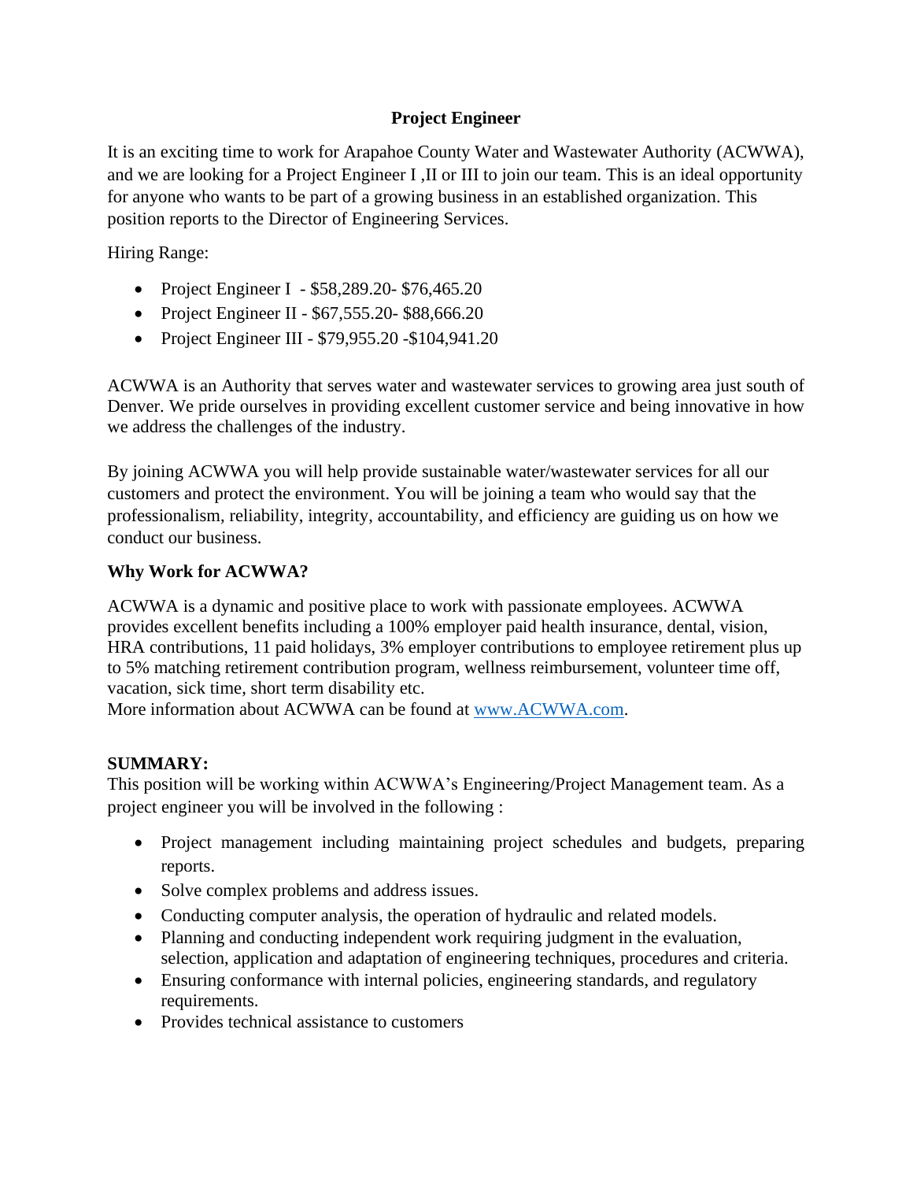# Project Engineer

It is an exciting time to work for Arapahoe County Water and Wastewater Authority (ACWWA), and we are looking for a Project Engineer I ,II or III to join our team. This is an ideal opportunity for anyone who wants to be part of a growing business in an established organization. This position reports to the Director of Engineering Services.

Hiring Range:

- Project Engineer I - $58,289.20- $76,465.20
- Project Engineer II - $67,555.20- $88,666.20
- Project Engineer III - $79,955.20 -$104,941.20

ACWWA is an Authority that serves water and wastewater services to growing area just south of Denver. We pride ourselves in providing excellent customer service and being innovative in how we address the challenges of the industry.

By joining ACWWA you will help provide sustainable water/wastewater services for all our customers and protect the environment. You will be joining a team who would say that the professionalism, reliability, integrity, accountability, and efficiency are guiding us on how we conduct our business.

## Why Work for ACWWA?

ACWWA is a dynamic and positive place to work with passionate employees. ACWWA provides excellent benefits including a 100% employer paid health insurance, dental, vision, HRA contributions, 11 paid holidays, 3% employer contributions to employee retirement plus up to 5% matching retirement contribution program, wellness reimbursement, volunteer time off, vacation, sick time, short term disability etc.
More information about ACWWA can be found at [www.ACWWA.com](http://www.ACWWA.com).

## SUMMARY:

This position will be working within ACWWA's Engineering/Project Management team. As a project engineer you will be involved in the following :

- Project management including maintaining project schedules and budgets, preparing reports.
- Solve complex problems and address issues.
- Conducting computer analysis, the operation of hydraulic and related models.
- Planning and conducting independent work requiring judgment in the evaluation, selection, application and adaptation of engineering techniques, procedures and criteria.
- Ensuring conformance with internal policies, engineering standards, and regulatory requirements.
- Provides technical assistance to customers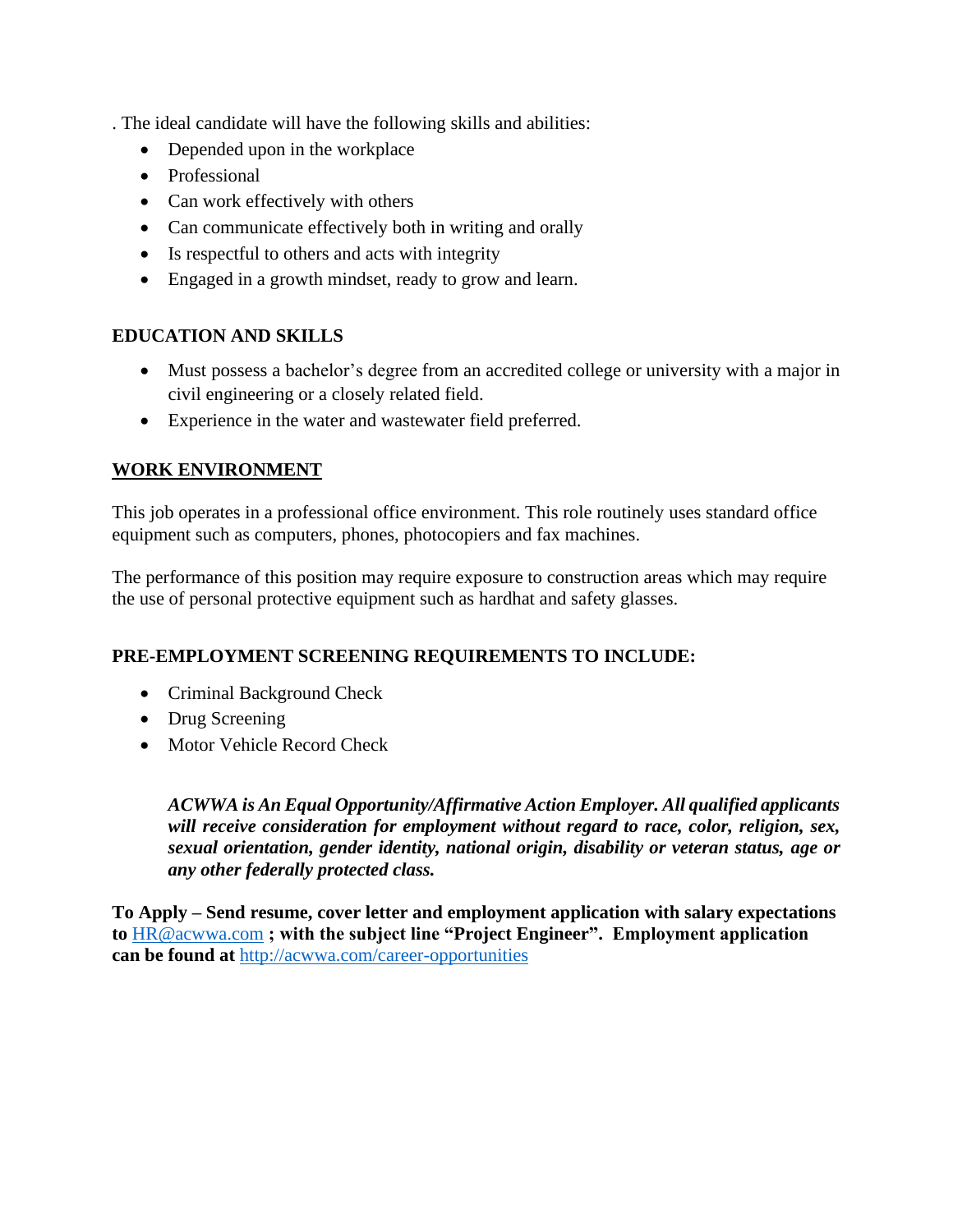. The ideal candidate will have the following skills and abilities:

- Depended upon in the workplace
- Professional
- Can work effectively with others
- Can communicate effectively both in writing and orally
- Is respectful to others and acts with integrity
- Engaged in a growth mindset, ready to grow and learn.

**EDUCATION AND SKILLS**

- Must possess a bachelor's degree from an accredited college or university with a major in civil engineering or a closely related field.
- Experience in the water and wastewater field preferred.

## WORK ENVIRONMENT

This job operates in a professional office environment. This role routinely uses standard office equipment such as computers, phones, photocopiers and fax machines.

The performance of this position may require exposure to construction areas which may require the use of personal protective equipment such as hardhat and safety glasses.

**PRE-EMPLOYMENT SCREENING REQUIREMENTS TO INCLUDE:**

- Criminal Background Check
- Drug Screening
- Motor Vehicle Record Check

> ***ACWWA is An Equal Opportunity/Affirmative Action Employer. All qualified applicants will receive consideration for employment without regard to race, color, religion, sex, sexual orientation, gender identity, national origin, disability or veteran status, age or any other federally protected class.***

**To Apply – Send resume, cover letter and employment application with salary expectations to** HR@acwwa.com **; with the subject line "Project Engineer". Employment application can be found at** http://acwwa.com/career-opportunities